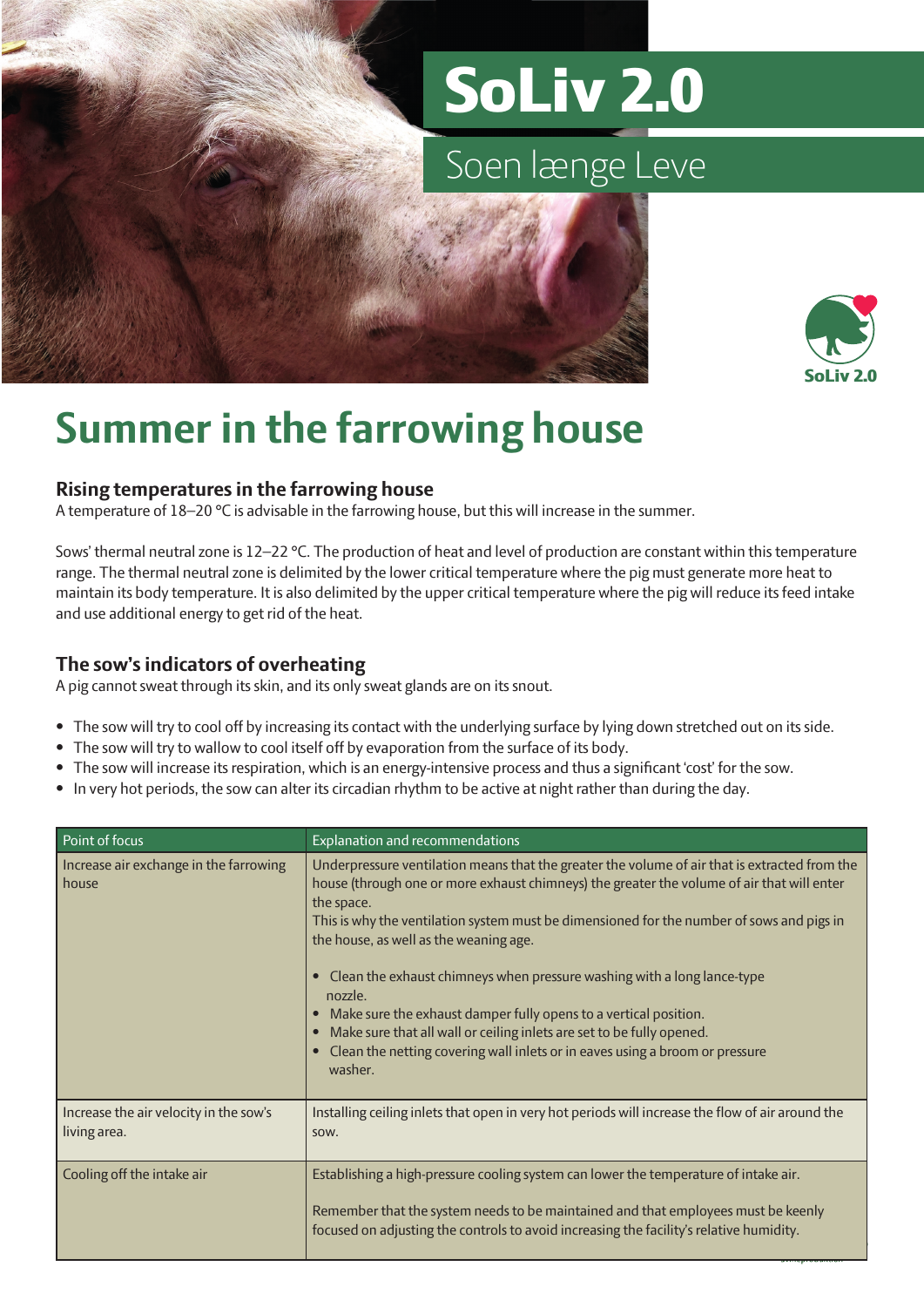# SoLiv 2.0

## Soen længe Leve

SoLiv 2.0

# Summer in the farrowing house

### Rising temperatures in the farrowing house

A temperature of 18–20 °C is advisable in the farrowing house, but this will increase in the summer.

Sows' thermal neutral zone is 12–22 °C. The production of heat and level of production are constant within this temperature range. The thermal neutral zone is delimited by the lower critical temperature where the pig must generate more heat to maintain its body temperature. It is also delimited by the upper critical temperature where the pig will reduce its feed intake and use additional energy to get rid of the heat.

### The sow's indicators of overheating

A pig cannot sweat through its skin, and its only sweat glands are on its snout.

- The sow will try to cool off by increasing its contact with the underlying surface by lying down stretched out on its side.
- The sow will try to wallow to cool itself off by evaporation from the surface of its body.
- The sow will increase its respiration, which is an energy-intensive process and thus a significant 'cost' for the sow.
- In very hot periods, the sow can alter its circadian rhythm to be active at night rather than during the day.

| Point of focus | Explanation and recommendations |
|---|---|
| Increase air exchange in the farrowing house | Underpressure ventilation means that the greater the volume of air that is extracted from the house (through one or more exhaust chimneys) the greater the volume of air that will enter the space.<br>This is why the ventilation system must be dimensioned for the number of sows and pigs in the house, as well as the weaning age.<br><br>• Clean the exhaust chimneys when pressure washing with a long lance-type nozzle.<br>• Make sure the exhaust damper fully opens to a vertical position.<br>• Make sure that all wall or ceiling inlets are set to be fully opened.<br>• Clean the netting covering wall inlets or in eaves using a broom or pressure washer. |
| Increase the air velocity in the sow's living area. | Installing ceiling inlets that open in very hot periods will increase the flow of air around the sow. |
| Cooling off the intake air | Establishing a high-pressure cooling system can lower the temperature of intake air.<br><br>Remember that the system needs to be maintained and that employees must be keenly focused on adjusting the controls to avoid increasing the facility's relative humidity. |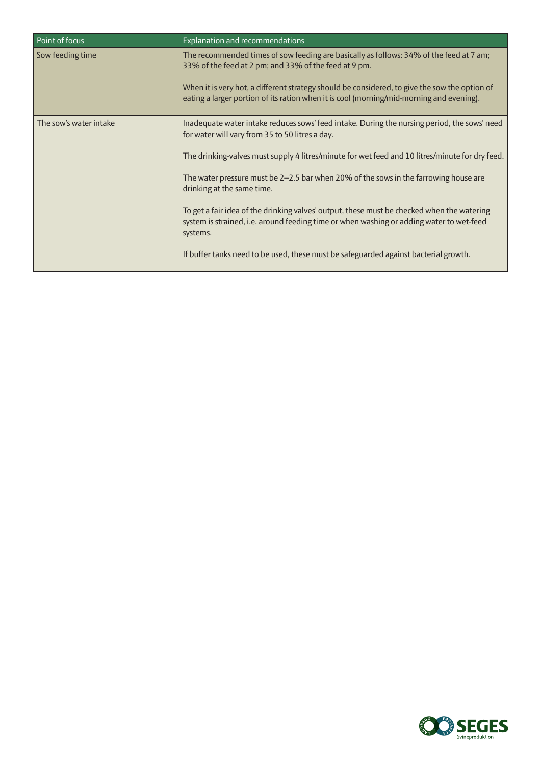| Point of focus | Explanation and recommendations |
|---|---|
| Sow feeding time | The recommended times of sow feeding are basically as follows: 34% of the feed at 7 am; 33% of the feed at 2 pm; and 33% of the feed at 9 pm.<br><br>When it is very hot, a different strategy should be considered, to give the sow the option of eating a larger portion of its ration when it is cool (morning/mid-morning and evening). |
| The sow's water intake | Inadequate water intake reduces sows' feed intake. During the nursing period, the sows' need for water will vary from 35 to 50 litres a day.<br><br>The drinking-valves must supply 4 litres/minute for wet feed and 10 litres/minute for dry feed.<br><br>The water pressure must be 2–2.5 bar when 20% of the sows in the farrowing house are drinking at the same time.<br><br>To get a fair idea of the drinking valves' output, these must be checked when the watering system is strained, i.e. around feeding time or when washing or adding water to wet-feed systems.<br><br>If buffer tanks need to be used, these must be safeguarded against bacterial growth. |